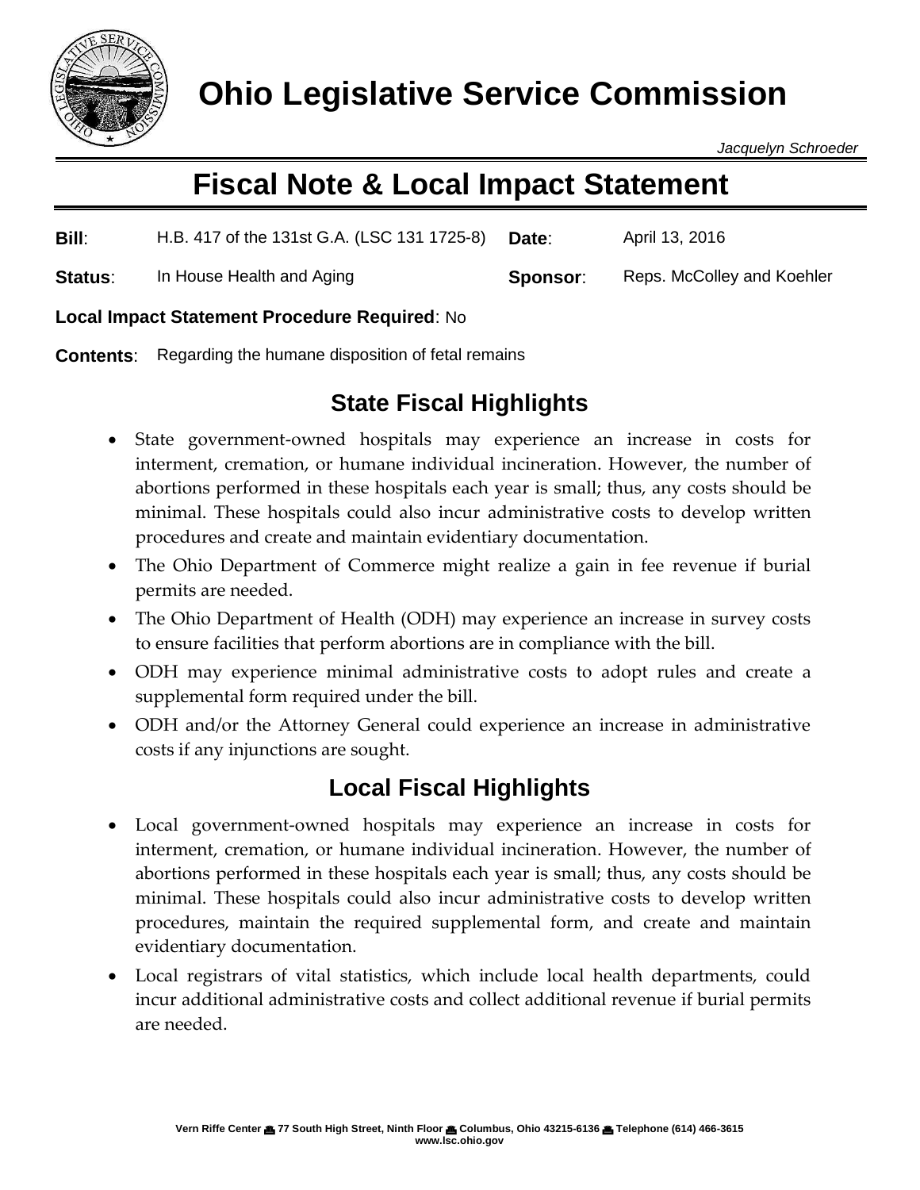# Ohio Legislative Service Commission

*Jacquelyn Schroeder*

## Fiscal Note & Local Impact Statement

**Bill**: H.B. 417 of the 131st G.A. (LSC 131 1725-8) **Date**: April 13, 2016

**Status**: In House Health and Aging **Sponsor**: Reps. McColley and Koehler

**Local Impact Statement Procedure Required**: No

**Contents**: Regarding the humane disposition of fetal remains

### State Fiscal Highlights

- State government-owned hospitals may experience an increase in costs for interment, cremation, or humane individual incineration. However, the number of abortions performed in these hospitals each year is small; thus, any costs should be minimal. These hospitals could also incur administrative costs to develop written procedures and create and maintain evidentiary documentation.
- The Ohio Department of Commerce might realize a gain in fee revenue if burial permits are needed.
- The Ohio Department of Health (ODH) may experience an increase in survey costs to ensure facilities that perform abortions are in compliance with the bill.
- ODH may experience minimal administrative costs to adopt rules and create a supplemental form required under the bill.
- ODH and/or the Attorney General could experience an increase in administrative costs if any injunctions are sought.

### Local Fiscal Highlights

- Local government-owned hospitals may experience an increase in costs for interment, cremation, or humane individual incineration. However, the number of abortions performed in these hospitals each year is small; thus, any costs should be minimal. These hospitals could also incur administrative costs to develop written procedures, maintain the required supplemental form, and create and maintain evidentiary documentation.
- Local registrars of vital statistics, which include local health departments, could incur additional administrative costs and collect additional revenue if burial permits are needed.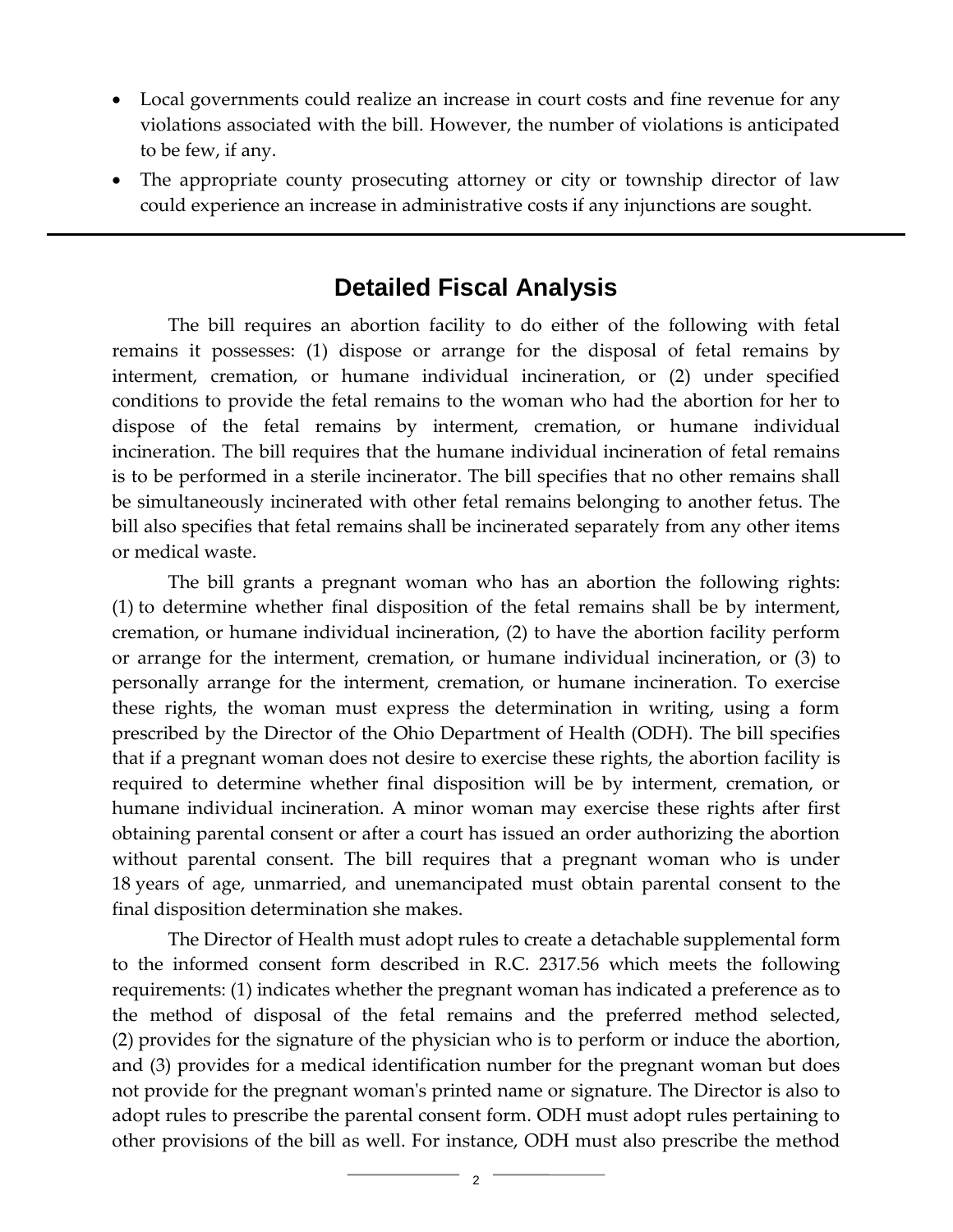- Local governments could realize an increase in court costs and fine revenue for any violations associated with the bill. However, the number of violations is anticipated to be few, if any.
- The appropriate county prosecuting attorney or city or township director of law could experience an increase in administrative costs if any injunctions are sought.

---

## Detailed Fiscal Analysis

The bill requires an abortion facility to do either of the following with fetal remains it possesses: (1) dispose or arrange for the disposal of fetal remains by interment, cremation, or humane individual incineration, or (2) under specified conditions to provide the fetal remains to the woman who had the abortion for her to dispose of the fetal remains by interment, cremation, or humane individual incineration. The bill requires that the humane individual incineration of fetal remains is to be performed in a sterile incinerator. The bill specifies that no other remains shall be simultaneously incinerated with other fetal remains belonging to another fetus. The bill also specifies that fetal remains shall be incinerated separately from any other items or medical waste.

The bill grants a pregnant woman who has an abortion the following rights: (1) to determine whether final disposition of the fetal remains shall be by interment, cremation, or humane individual incineration, (2) to have the abortion facility perform or arrange for the interment, cremation, or humane individual incineration, or (3) to personally arrange for the interment, cremation, or humane incineration. To exercise these rights, the woman must express the determination in writing, using a form prescribed by the Director of the Ohio Department of Health (ODH). The bill specifies that if a pregnant woman does not desire to exercise these rights, the abortion facility is required to determine whether final disposition will be by interment, cremation, or humane individual incineration. A minor woman may exercise these rights after first obtaining parental consent or after a court has issued an order authorizing the abortion without parental consent. The bill requires that a pregnant woman who is under 18 years of age, unmarried, and unemancipated must obtain parental consent to the final disposition determination she makes.

The Director of Health must adopt rules to create a detachable supplemental form to the informed consent form described in R.C. 2317.56 which meets the following requirements: (1) indicates whether the pregnant woman has indicated a preference as to the method of disposal of the fetal remains and the preferred method selected, (2) provides for the signature of the physician who is to perform or induce the abortion, and (3) provides for a medical identification number for the pregnant woman but does not provide for the pregnant woman's printed name or signature. The Director is also to adopt rules to prescribe the parental consent form. ODH must adopt rules pertaining to other provisions of the bill as well. For instance, ODH must also prescribe the method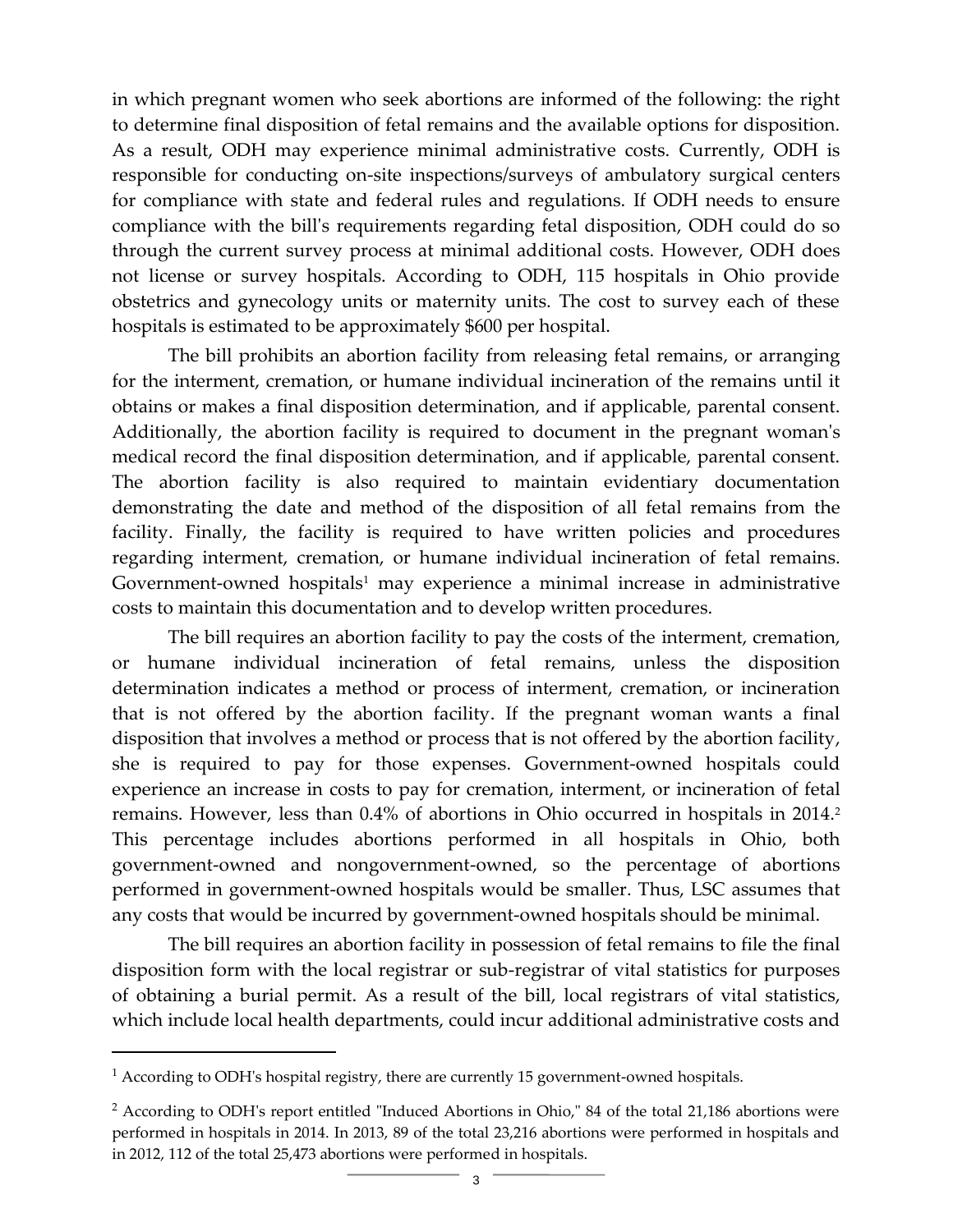in which pregnant women who seek abortions are informed of the following: the right to determine final disposition of fetal remains and the available options for disposition. As a result, ODH may experience minimal administrative costs. Currently, ODH is responsible for conducting on-site inspections/surveys of ambulatory surgical centers for compliance with state and federal rules and regulations. If ODH needs to ensure compliance with the bill's requirements regarding fetal disposition, ODH could do so through the current survey process at minimal additional costs. However, ODH does not license or survey hospitals. According to ODH, 115 hospitals in Ohio provide obstetrics and gynecology units or maternity units. The cost to survey each of these hospitals is estimated to be approximately $600 per hospital.

The bill prohibits an abortion facility from releasing fetal remains, or arranging for the interment, cremation, or humane individual incineration of the remains until it obtains or makes a final disposition determination, and if applicable, parental consent. Additionally, the abortion facility is required to document in the pregnant woman's medical record the final disposition determination, and if applicable, parental consent. The abortion facility is also required to maintain evidentiary documentation demonstrating the date and method of the disposition of all fetal remains from the facility. Finally, the facility is required to have written policies and procedures regarding interment, cremation, or humane individual incineration of fetal remains. Government-owned hospitals[1] may experience a minimal increase in administrative costs to maintain this documentation and to develop written procedures.

The bill requires an abortion facility to pay the costs of the interment, cremation, or humane individual incineration of fetal remains, unless the disposition determination indicates a method or process of interment, cremation, or incineration that is not offered by the abortion facility. If the pregnant woman wants a final disposition that involves a method or process that is not offered by the abortion facility, she is required to pay for those expenses. Government-owned hospitals could experience an increase in costs to pay for cremation, interment, or incineration of fetal remains. However, less than 0.4% of abortions in Ohio occurred in hospitals in 2014.[2] This percentage includes abortions performed in all hospitals in Ohio, both government-owned and nongovernment-owned, so the percentage of abortions performed in government-owned hospitals would be smaller. Thus, LSC assumes that any costs that would be incurred by government-owned hospitals should be minimal.

The bill requires an abortion facility in possession of fetal remains to file the final disposition form with the local registrar or sub-registrar of vital statistics for purposes of obtaining a burial permit. As a result of the bill, local registrars of vital statistics, which include local health departments, could incur additional administrative costs and

---

[1] According to ODH's hospital registry, there are currently 15 government-owned hospitals.

[2] According to ODH's report entitled "Induced Abortions in Ohio," 84 of the total 21,186 abortions were performed in hospitals in 2014. In 2013, 89 of the total 23,216 abortions were performed in hospitals and in 2012, 112 of the total 25,473 abortions were performed in hospitals.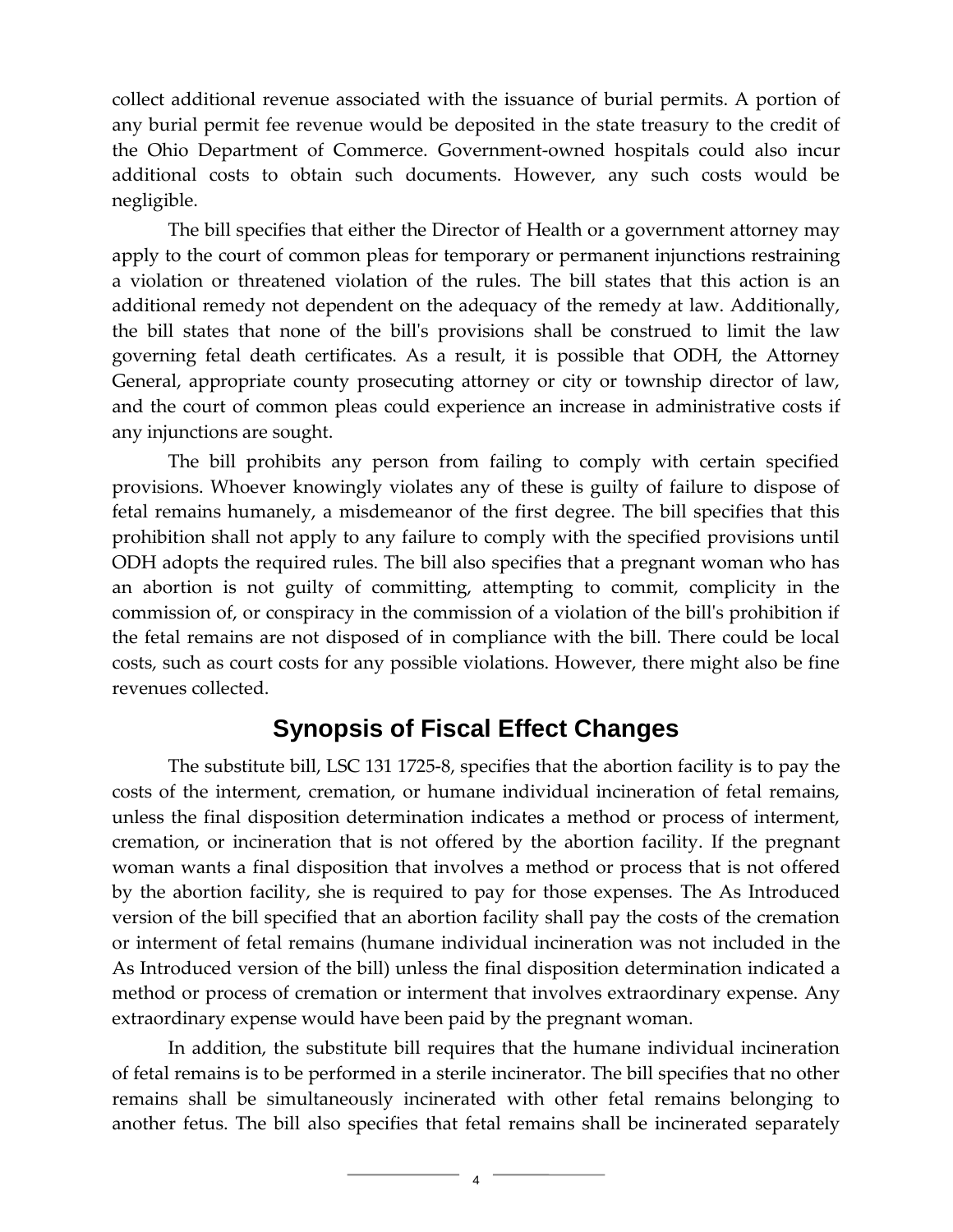collect additional revenue associated with the issuance of burial permits. A portion of any burial permit fee revenue would be deposited in the state treasury to the credit of the Ohio Department of Commerce. Government-owned hospitals could also incur additional costs to obtain such documents. However, any such costs would be negligible.

The bill specifies that either the Director of Health or a government attorney may apply to the court of common pleas for temporary or permanent injunctions restraining a violation or threatened violation of the rules. The bill states that this action is an additional remedy not dependent on the adequacy of the remedy at law. Additionally, the bill states that none of the bill's provisions shall be construed to limit the law governing fetal death certificates. As a result, it is possible that ODH, the Attorney General, appropriate county prosecuting attorney or city or township director of law, and the court of common pleas could experience an increase in administrative costs if any injunctions are sought.

The bill prohibits any person from failing to comply with certain specified provisions. Whoever knowingly violates any of these is guilty of failure to dispose of fetal remains humanely, a misdemeanor of the first degree. The bill specifies that this prohibition shall not apply to any failure to comply with the specified provisions until ODH adopts the required rules. The bill also specifies that a pregnant woman who has an abortion is not guilty of committing, attempting to commit, complicity in the commission of, or conspiracy in the commission of a violation of the bill's prohibition if the fetal remains are not disposed of in compliance with the bill. There could be local costs, such as court costs for any possible violations. However, there might also be fine revenues collected.

## Synopsis of Fiscal Effect Changes

The substitute bill, LSC 131 1725-8, specifies that the abortion facility is to pay the costs of the interment, cremation, or humane individual incineration of fetal remains, unless the final disposition determination indicates a method or process of interment, cremation, or incineration that is not offered by the abortion facility. If the pregnant woman wants a final disposition that involves a method or process that is not offered by the abortion facility, she is required to pay for those expenses. The As Introduced version of the bill specified that an abortion facility shall pay the costs of the cremation or interment of fetal remains (humane individual incineration was not included in the As Introduced version of the bill) unless the final disposition determination indicated a method or process of cremation or interment that involves extraordinary expense. Any extraordinary expense would have been paid by the pregnant woman.

In addition, the substitute bill requires that the humane individual incineration of fetal remains is to be performed in a sterile incinerator. The bill specifies that no other remains shall be simultaneously incinerated with other fetal remains belonging to another fetus. The bill also specifies that fetal remains shall be incinerated separately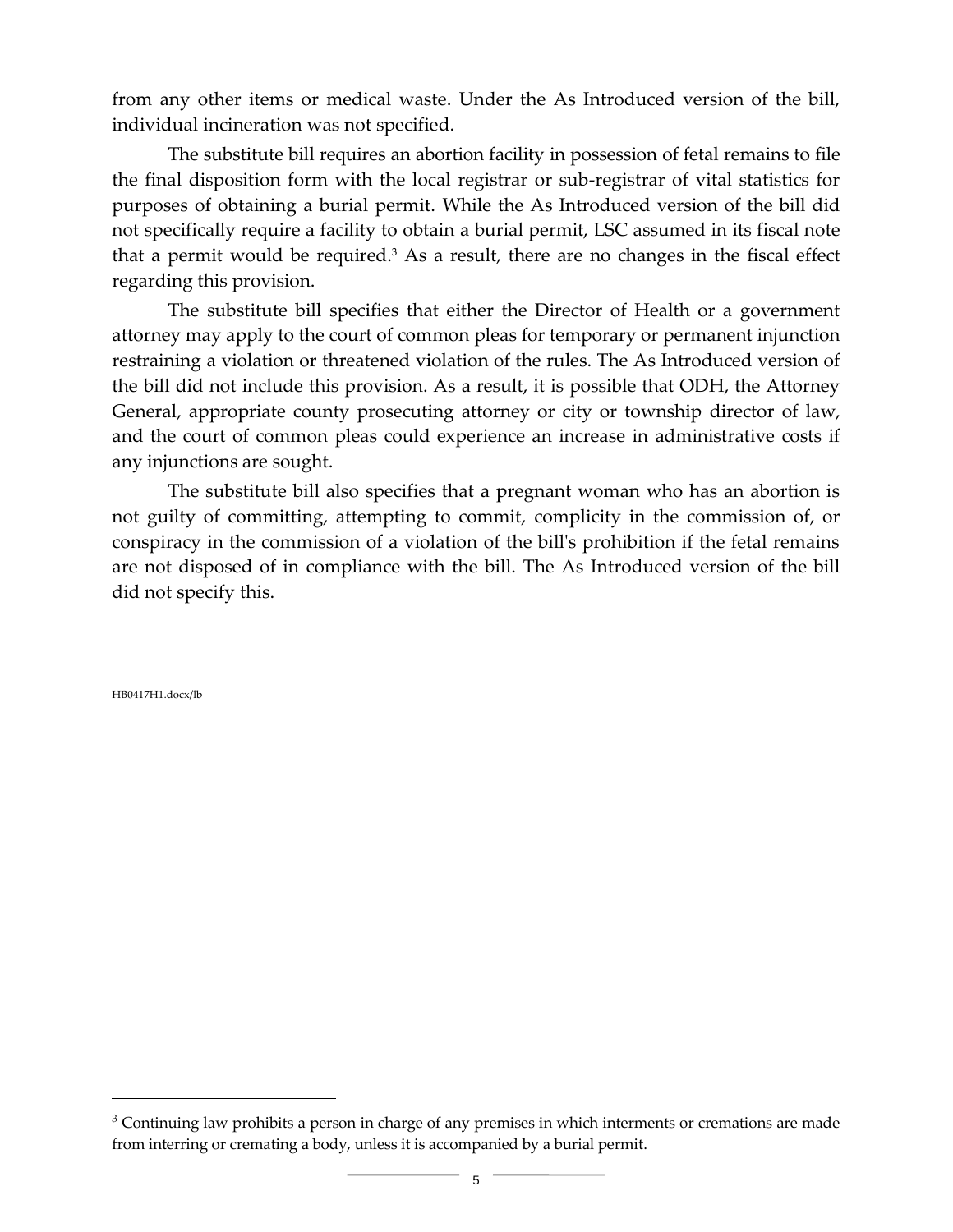from any other items or medical waste. Under the As Introduced version of the bill, individual incineration was not specified.

The substitute bill requires an abortion facility in possession of fetal remains to file the final disposition form with the local registrar or sub-registrar of vital statistics for purposes of obtaining a burial permit. While the As Introduced version of the bill did not specifically require a facility to obtain a burial permit, LSC assumed in its fiscal note that a permit would be required.[3] As a result, there are no changes in the fiscal effect regarding this provision.

The substitute bill specifies that either the Director of Health or a government attorney may apply to the court of common pleas for temporary or permanent injunction restraining a violation or threatened violation of the rules. The As Introduced version of the bill did not include this provision. As a result, it is possible that ODH, the Attorney General, appropriate county prosecuting attorney or city or township director of law, and the court of common pleas could experience an increase in administrative costs if any injunctions are sought.

The substitute bill also specifies that a pregnant woman who has an abortion is not guilty of committing, attempting to commit, complicity in the commission of, or conspiracy in the commission of a violation of the bill's prohibition if the fetal remains are not disposed of in compliance with the bill. The As Introduced version of the bill did not specify this.

HB0417H1.docx/lb

---

[3] Continuing law prohibits a person in charge of any premises in which interments or cremations are made from interring or cremating a body, unless it is accompanied by a burial permit.